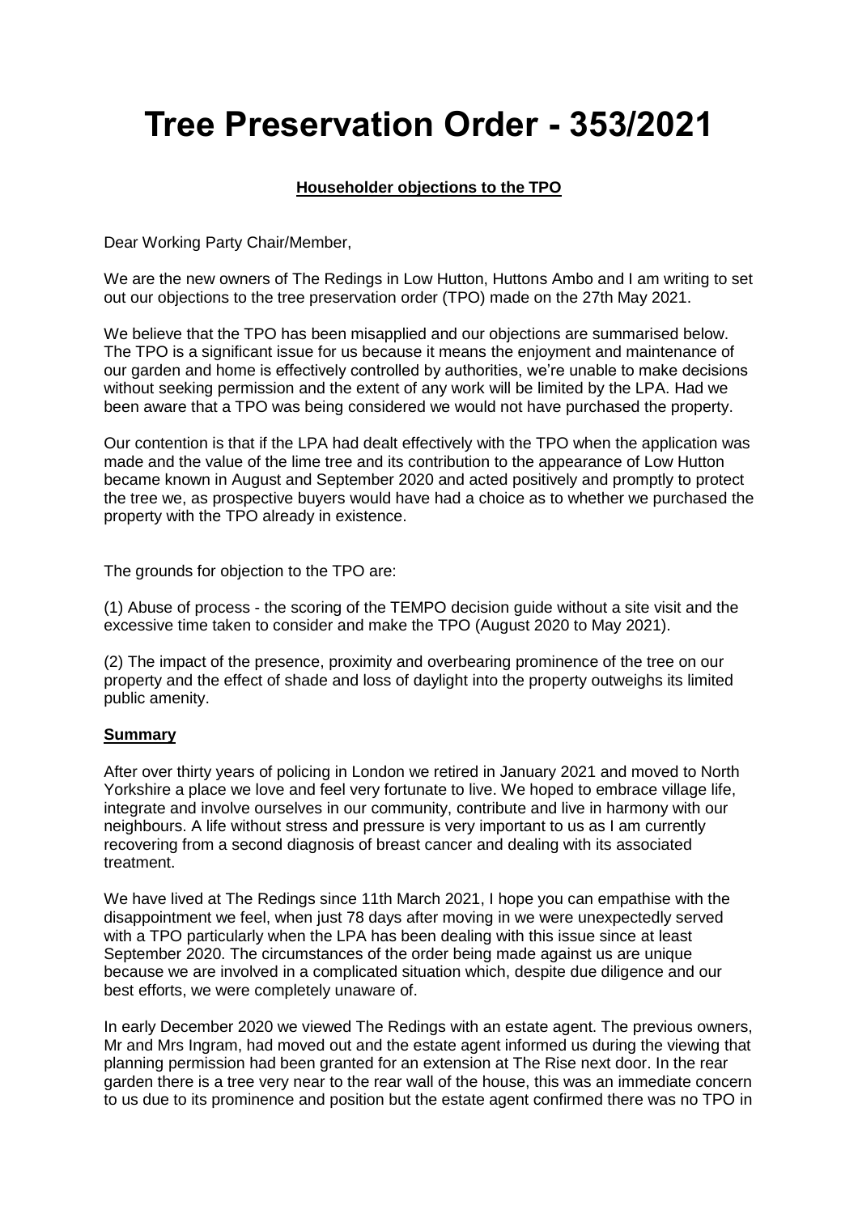# Tree Preservation Order - 353/2021

**Householder objections to the TPO**

Dear Working Party Chair/Member,

We are the new owners of The Redings in Low Hutton, Huttons Ambo and I am writing to set out our objections to the tree preservation order (TPO) made on the 27th May 2021.

We believe that the TPO has been misapplied and our objections are summarised below. The TPO is a significant issue for us because it means the enjoyment and maintenance of our garden and home is effectively controlled by authorities, we're unable to make decisions without seeking permission and the extent of any work will be limited by the LPA. Had we been aware that a TPO was being considered we would not have purchased the property.

Our contention is that if the LPA had dealt effectively with the TPO when the application was made and the value of the lime tree and its contribution to the appearance of Low Hutton became known in August and September 2020 and acted positively and promptly to protect the tree we, as prospective buyers would have had a choice as to whether we purchased the property with the TPO already in existence.

The grounds for objection to the TPO are:

(1) Abuse of process - the scoring of the TEMPO decision guide without a site visit and the excessive time taken to consider and make the TPO (August 2020 to May 2021).

(2) The impact of the presence, proximity and overbearing prominence of the tree on our property and the effect of shade and loss of daylight into the property outweighs its limited public amenity.

**Summary**

After over thirty years of policing in London we retired in January 2021 and moved to North Yorkshire a place we love and feel very fortunate to live. We hoped to embrace village life, integrate and involve ourselves in our community, contribute and live in harmony with our neighbours. A life without stress and pressure is very important to us as I am currently recovering from a second diagnosis of breast cancer and dealing with its associated treatment.

We have lived at The Redings since 11th March 2021, I hope you can empathise with the disappointment we feel, when just 78 days after moving in we were unexpectedly served with a TPO particularly when the LPA has been dealing with this issue since at least September 2020. The circumstances of the order being made against us are unique because we are involved in a complicated situation which, despite due diligence and our best efforts, we were completely unaware of.

In early December 2020 we viewed The Redings with an estate agent. The previous owners, Mr and Mrs Ingram, had moved out and the estate agent informed us during the viewing that planning permission had been granted for an extension at The Rise next door. In the rear garden there is a tree very near to the rear wall of the house, this was an immediate concern to us due to its prominence and position but the estate agent confirmed there was no TPO in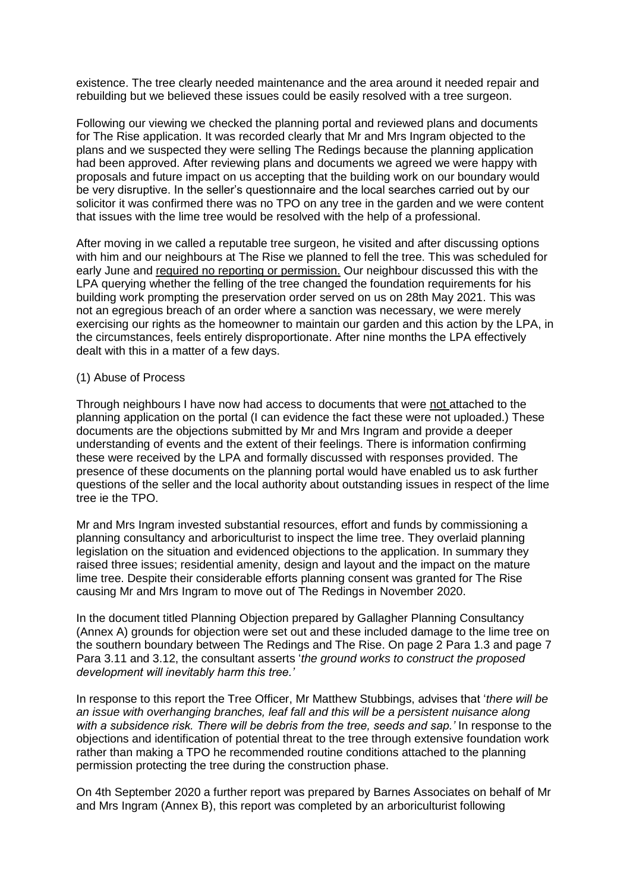existence. The tree clearly needed maintenance and the area around it needed repair and rebuilding but we believed these issues could be easily resolved with a tree surgeon.

Following our viewing we checked the planning portal and reviewed plans and documents for The Rise application. It was recorded clearly that Mr and Mrs Ingram objected to the plans and we suspected they were selling The Redings because the planning application had been approved. After reviewing plans and documents we agreed we were happy with proposals and future impact on us accepting that the building work on our boundary would be very disruptive. In the seller's questionnaire and the local searches carried out by our solicitor it was confirmed there was no TPO on any tree in the garden and we were content that issues with the lime tree would be resolved with the help of a professional.

After moving in we called a reputable tree surgeon, he visited and after discussing options with him and our neighbours at The Rise we planned to fell the tree. This was scheduled for early June and <u>required no reporting or permission.</u> Our neighbour discussed this with the LPA querying whether the felling of the tree changed the foundation requirements for his building work prompting the preservation order served on us on 28th May 2021. This was not an egregious breach of an order where a sanction was necessary, we were merely exercising our rights as the homeowner to maintain our garden and this action by the LPA, in the circumstances, feels entirely disproportionate. After nine months the LPA effectively dealt with this in a matter of a few days.

(1) Abuse of Process

Through neighbours I have now had access to documents that were <u>not</u> attached to the planning application on the portal (I can evidence the fact these were not uploaded.) These documents are the objections submitted by Mr and Mrs Ingram and provide a deeper understanding of events and the extent of their feelings. There is information confirming these were received by the LPA and formally discussed with responses provided. The presence of these documents on the planning portal would have enabled us to ask further questions of the seller and the local authority about outstanding issues in respect of the lime tree ie the TPO.

Mr and Mrs Ingram invested substantial resources, effort and funds by commissioning a planning consultancy and arboriculturist to inspect the lime tree. They overlaid planning legislation on the situation and evidenced objections to the application. In summary they raised three issues; residential amenity, design and layout and the impact on the mature lime tree. Despite their considerable efforts planning consent was granted for The Rise causing Mr and Mrs Ingram to move out of The Redings in November 2020.

In the document titled Planning Objection prepared by Gallagher Planning Consultancy (Annex A) grounds for objection were set out and these included damage to the lime tree on the southern boundary between The Redings and The Rise. On page 2 Para 1.3 and page 7 Para 3.11 and 3.12, the consultant asserts '*the ground works to construct the proposed development will inevitably harm this tree.*'

In response to this report the Tree Officer, Mr Matthew Stubbings, advises that '*there will be an issue with overhanging branches, leaf fall and this will be a persistent nuisance along with a subsidence risk. There will be debris from the tree, seeds and sap.*' In response to the objections and identification of potential threat to the tree through extensive foundation work rather than making a TPO he recommended routine conditions attached to the planning permission protecting the tree during the construction phase.

On 4th September 2020 a further report was prepared by Barnes Associates on behalf of Mr and Mrs Ingram (Annex B), this report was completed by an arboriculturist following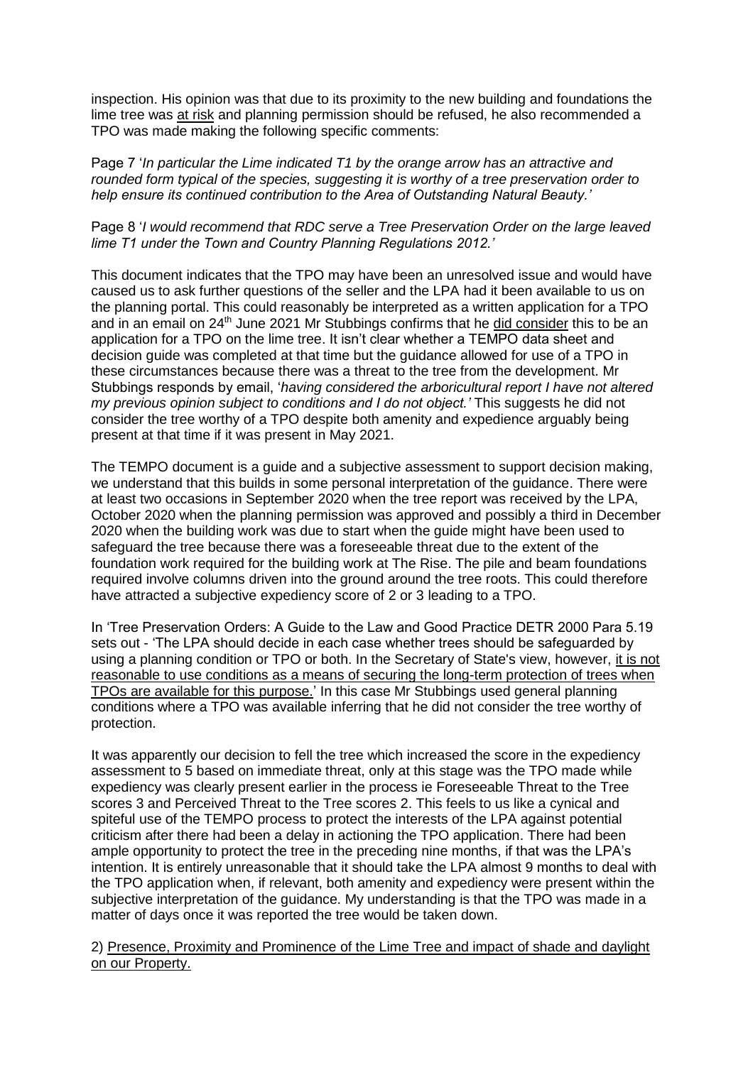inspection. His opinion was that due to its proximity to the new building and foundations the lime tree was <u>at risk</u> and planning permission should be refused, he also recommended a TPO was made making the following specific comments:

Page 7 '*In particular the Lime indicated T1 by the orange arrow has an attractive and rounded form typical of the species, suggesting it is worthy of a tree preservation order to help ensure its continued contribution to the Area of Outstanding Natural Beauty.'*

Page 8 '*I would recommend that RDC serve a Tree Preservation Order on the large leaved lime T1 under the Town and Country Planning Regulations 2012.'*

This document indicates that the TPO may have been an unresolved issue and would have caused us to ask further questions of the seller and the LPA had it been available to us on the planning portal. This could reasonably be interpreted as a written application for a TPO and in an email on 24th June 2021 Mr Stubbings confirms that he <u>did consider</u> this to be an application for a TPO on the lime tree. It isn't clear whether a TEMPO data sheet and decision guide was completed at that time but the guidance allowed for use of a TPO in these circumstances because there was a threat to the tree from the development. Mr Stubbings responds by email, '*having considered the arboricultural report I have not altered my previous opinion subject to conditions and I do not object.'* This suggests he did not consider the tree worthy of a TPO despite both amenity and expedience arguably being present at that time if it was present in May 2021.

The TEMPO document is a guide and a subjective assessment to support decision making, we understand that this builds in some personal interpretation of the guidance. There were at least two occasions in September 2020 when the tree report was received by the LPA, October 2020 when the planning permission was approved and possibly a third in December 2020 when the building work was due to start when the guide might have been used to safeguard the tree because there was a foreseeable threat due to the extent of the foundation work required for the building work at The Rise. The pile and beam foundations required involve columns driven into the ground around the tree roots. This could therefore have attracted a subjective expediency score of 2 or 3 leading to a TPO.

In 'Tree Preservation Orders: A Guide to the Law and Good Practice DETR 2000 Para 5.19 sets out - 'The LPA should decide in each case whether trees should be safeguarded by using a planning condition or TPO or both. In the Secretary of State's view, however, <u>it is not reasonable to use conditions as a means of securing the long-term protection of trees when TPOs are available for this purpose.</u>' In this case Mr Stubbings used general planning conditions where a TPO was available inferring that he did not consider the tree worthy of protection.

It was apparently our decision to fell the tree which increased the score in the expediency assessment to 5 based on immediate threat, only at this stage was the TPO made while expediency was clearly present earlier in the process ie Foreseeable Threat to the Tree scores 3 and Perceived Threat to the Tree scores 2. This feels to us like a cynical and spiteful use of the TEMPO process to protect the interests of the LPA against potential criticism after there had been a delay in actioning the TPO application. There had been ample opportunity to protect the tree in the preceding nine months, if that was the LPA's intention. It is entirely unreasonable that it should take the LPA almost 9 months to deal with the TPO application when, if relevant, both amenity and expediency were present within the subjective interpretation of the guidance. My understanding is that the TPO was made in a matter of days once it was reported the tree would be taken down.

2) <u>Presence, Proximity and Prominence of the Lime Tree and impact of shade and daylight on our Property.</u>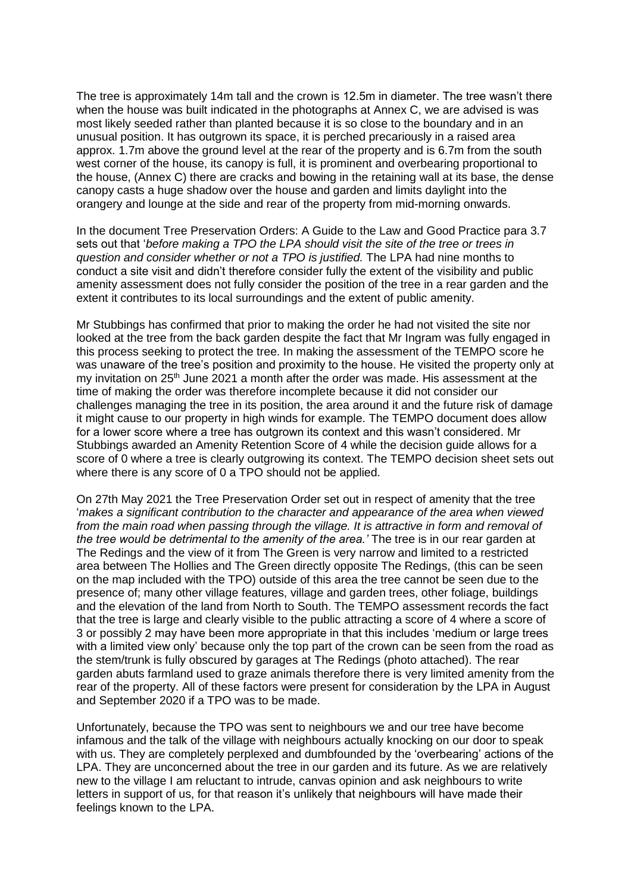The tree is approximately 14m tall and the crown is 12.5m in diameter. The tree wasn't there when the house was built indicated in the photographs at Annex C, we are advised is was most likely seeded rather than planted because it is so close to the boundary and in an unusual position. It has outgrown its space, it is perched precariously in a raised area approx. 1.7m above the ground level at the rear of the property and is 6.7m from the south west corner of the house, its canopy is full, it is prominent and overbearing proportional to the house, (Annex C) there are cracks and bowing in the retaining wall at its base, the dense canopy casts a huge shadow over the house and garden and limits daylight into the orangery and lounge at the side and rear of the property from mid-morning onwards.

In the document Tree Preservation Orders: A Guide to the Law and Good Practice para 3.7 sets out that '*before making a TPO the LPA should visit the site of the tree or trees in question and consider whether or not a TPO is justified.* The LPA had nine months to conduct a site visit and didn't therefore consider fully the extent of the visibility and public amenity assessment does not fully consider the position of the tree in a rear garden and the extent it contributes to its local surroundings and the extent of public amenity.

Mr Stubbings has confirmed that prior to making the order he had not visited the site nor looked at the tree from the back garden despite the fact that Mr Ingram was fully engaged in this process seeking to protect the tree. In making the assessment of the TEMPO score he was unaware of the tree's position and proximity to the house. He visited the property only at my invitation on 25th June 2021 a month after the order was made. His assessment at the time of making the order was therefore incomplete because it did not consider our challenges managing the tree in its position, the area around it and the future risk of damage it might cause to our property in high winds for example. The TEMPO document does allow for a lower score where a tree has outgrown its context and this wasn't considered. Mr Stubbings awarded an Amenity Retention Score of 4 while the decision guide allows for a score of 0 where a tree is clearly outgrowing its context. The TEMPO decision sheet sets out where there is any score of 0 a TPO should not be applied.

On 27th May 2021 the Tree Preservation Order set out in respect of amenity that the tree '*makes a significant contribution to the character and appearance of the area when viewed from the main road when passing through the village. It is attractive in form and removal of the tree would be detrimental to the amenity of the area.'* The tree is in our rear garden at The Redings and the view of it from The Green is very narrow and limited to a restricted area between The Hollies and The Green directly opposite The Redings, (this can be seen on the map included with the TPO) outside of this area the tree cannot be seen due to the presence of; many other village features, village and garden trees, other foliage, buildings and the elevation of the land from North to South. The TEMPO assessment records the fact that the tree is large and clearly visible to the public attracting a score of 4 where a score of 3 or possibly 2 may have been more appropriate in that this includes 'medium or large trees with a limited view only' because only the top part of the crown can be seen from the road as the stem/trunk is fully obscured by garages at The Redings (photo attached). The rear garden abuts farmland used to graze animals therefore there is very limited amenity from the rear of the property. All of these factors were present for consideration by the LPA in August and September 2020 if a TPO was to be made.

Unfortunately, because the TPO was sent to neighbours we and our tree have become infamous and the talk of the village with neighbours actually knocking on our door to speak with us. They are completely perplexed and dumbfounded by the 'overbearing' actions of the LPA. They are unconcerned about the tree in our garden and its future. As we are relatively new to the village I am reluctant to intrude, canvas opinion and ask neighbours to write letters in support of us, for that reason it's unlikely that neighbours will have made their feelings known to the LPA.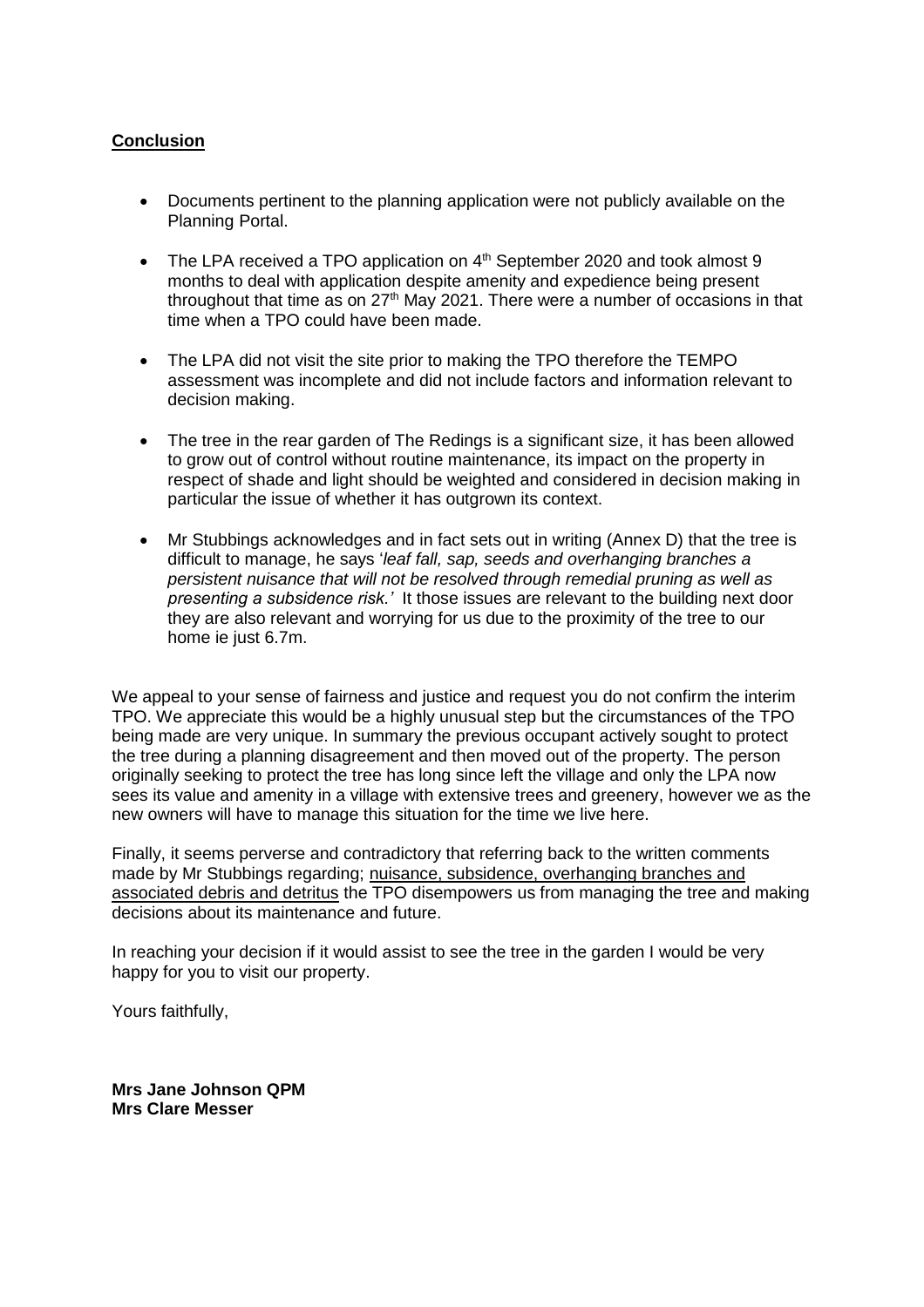**Conclusion**

- Documents pertinent to the planning application were not publicly available on the Planning Portal.
- The LPA received a TPO application on 4th September 2020 and took almost 9 months to deal with application despite amenity and expedience being present throughout that time as on 27th May 2021. There were a number of occasions in that time when a TPO could have been made.
- The LPA did not visit the site prior to making the TPO therefore the TEMPO assessment was incomplete and did not include factors and information relevant to decision making.
- The tree in the rear garden of The Redings is a significant size, it has been allowed to grow out of control without routine maintenance, its impact on the property in respect of shade and light should be weighted and considered in decision making in particular the issue of whether it has outgrown its context.
- Mr Stubbings acknowledges and in fact sets out in writing (Annex D) that the tree is difficult to manage, he says '*leaf fall, sap, seeds and overhanging branches a persistent nuisance that will not be resolved through remedial pruning as well as presenting a subsidence risk.*' It those issues are relevant to the building next door they are also relevant and worrying for us due to the proximity of the tree to our home ie just 6.7m.

We appeal to your sense of fairness and justice and request you do not confirm the interim TPO. We appreciate this would be a highly unusual step but the circumstances of the TPO being made are very unique. In summary the previous occupant actively sought to protect the tree during a planning disagreement and then moved out of the property. The person originally seeking to protect the tree has long since left the village and only the LPA now sees its value and amenity in a village with extensive trees and greenery, however we as the new owners will have to manage this situation for the time we live here.

Finally, it seems perverse and contradictory that referring back to the written comments made by Mr Stubbings regarding; <u>nuisance, subsidence, overhanging branches and associated debris and detritus</u> the TPO disempowers us from managing the tree and making decisions about its maintenance and future.

In reaching your decision if it would assist to see the tree in the garden I would be very happy for you to visit our property.

Yours faithfully,

**Mrs Jane Johnson QPM**
**Mrs Clare Messer**